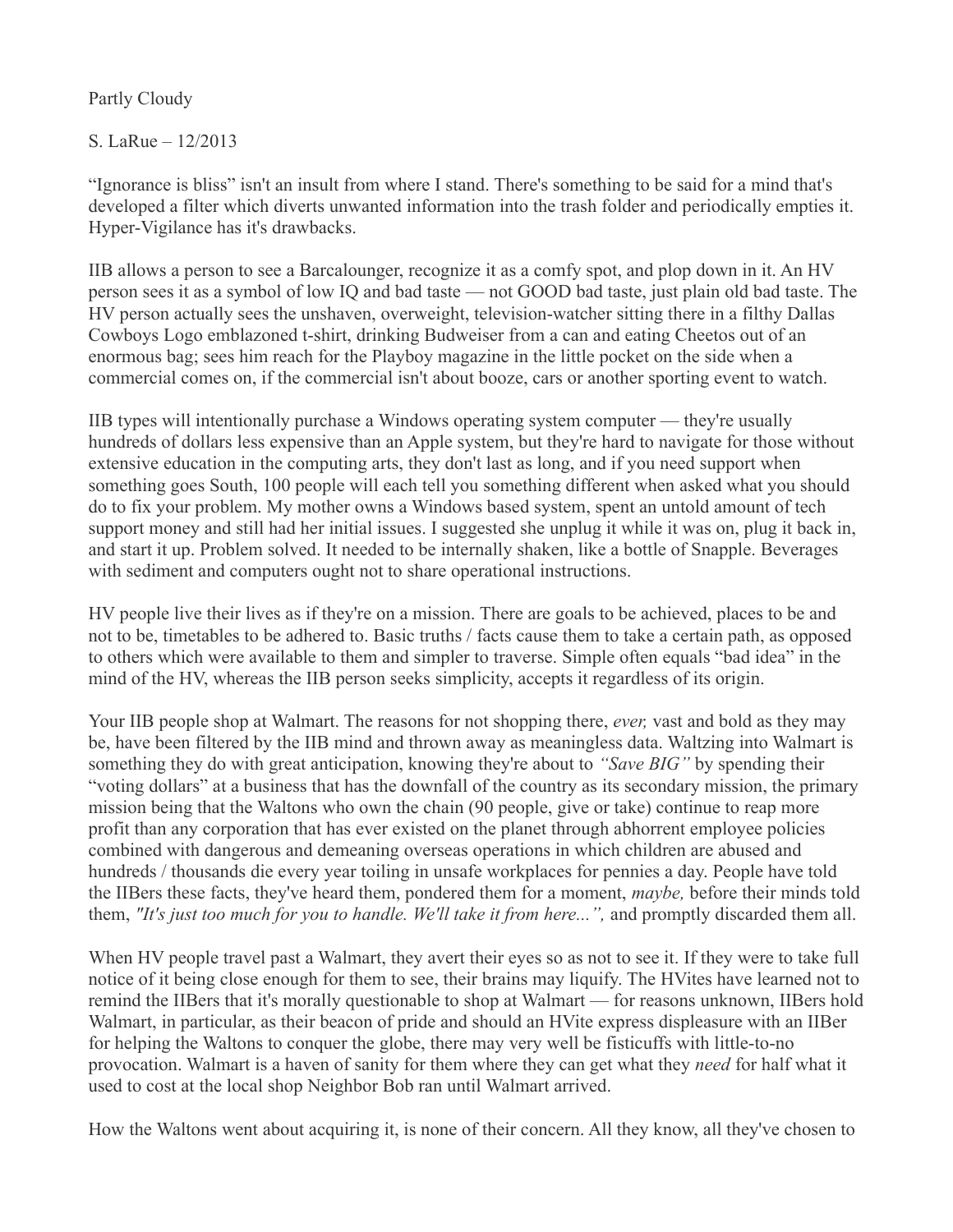Partly Cloudy

S. LaRue – 12/2013

"Ignorance is bliss" isn't an insult from where I stand. There's something to be said for a mind that's developed a filter which diverts unwanted information into the trash folder and periodically empties it. Hyper-Vigilance has it's drawbacks.

IIB allows a person to see a Barcalounger, recognize it as a comfy spot, and plop down in it. An HV person sees it as a symbol of low IQ and bad taste — not GOOD bad taste, just plain old bad taste. The HV person actually sees the unshaven, overweight, television-watcher sitting there in a filthy Dallas Cowboys Logo emblazoned t-shirt, drinking Budweiser from a can and eating Cheetos out of an enormous bag; sees him reach for the Playboy magazine in the little pocket on the side when a commercial comes on, if the commercial isn't about booze, cars or another sporting event to watch.

IIB types will intentionally purchase a Windows operating system computer — they're usually hundreds of dollars less expensive than an Apple system, but they're hard to navigate for those without extensive education in the computing arts, they don't last as long, and if you need support when something goes South, 100 people will each tell you something different when asked what you should do to fix your problem. My mother owns a Windows based system, spent an untold amount of tech support money and still had her initial issues. I suggested she unplug it while it was on, plug it back in, and start it up. Problem solved. It needed to be internally shaken, like a bottle of Snapple. Beverages with sediment and computers ought not to share operational instructions.

HV people live their lives as if they're on a mission. There are goals to be achieved, places to be and not to be, timetables to be adhered to. Basic truths / facts cause them to take a certain path, as opposed to others which were available to them and simpler to traverse. Simple often equals "bad idea" in the mind of the HV, whereas the IIB person seeks simplicity, accepts it regardless of its origin.

Your IIB people shop at Walmart. The reasons for not shopping there, *ever,* vast and bold as they may be, have been filtered by the IIB mind and thrown away as meaningless data. Waltzing into Walmart is something they do with great anticipation, knowing they're about to *"Save BIG"* by spending their "voting dollars" at a business that has the downfall of the country as its secondary mission, the primary mission being that the Waltons who own the chain (90 people, give or take) continue to reap more profit than any corporation that has ever existed on the planet through abhorrent employee policies combined with dangerous and demeaning overseas operations in which children are abused and hundreds / thousands die every year toiling in unsafe workplaces for pennies a day. People have told the IIBers these facts, they've heard them, pondered them for a moment, *maybe,* before their minds told them, *"It's just too much for you to handle. We'll take it from here...",* and promptly discarded them all.

When HV people travel past a Walmart, they avert their eyes so as not to see it. If they were to take full notice of it being close enough for them to see, their brains may liquify. The HVites have learned not to remind the IIBers that it's morally questionable to shop at Walmart — for reasons unknown, IIBers hold Walmart, in particular, as their beacon of pride and should an HVite express displeasure with an IIBer for helping the Waltons to conquer the globe, there may very well be fisticuffs with little-to-no provocation. Walmart is a haven of sanity for them where they can get what they *need* for half what it used to cost at the local shop Neighbor Bob ran until Walmart arrived.

How the Waltons went about acquiring it, is none of their concern. All they know, all they've chosen to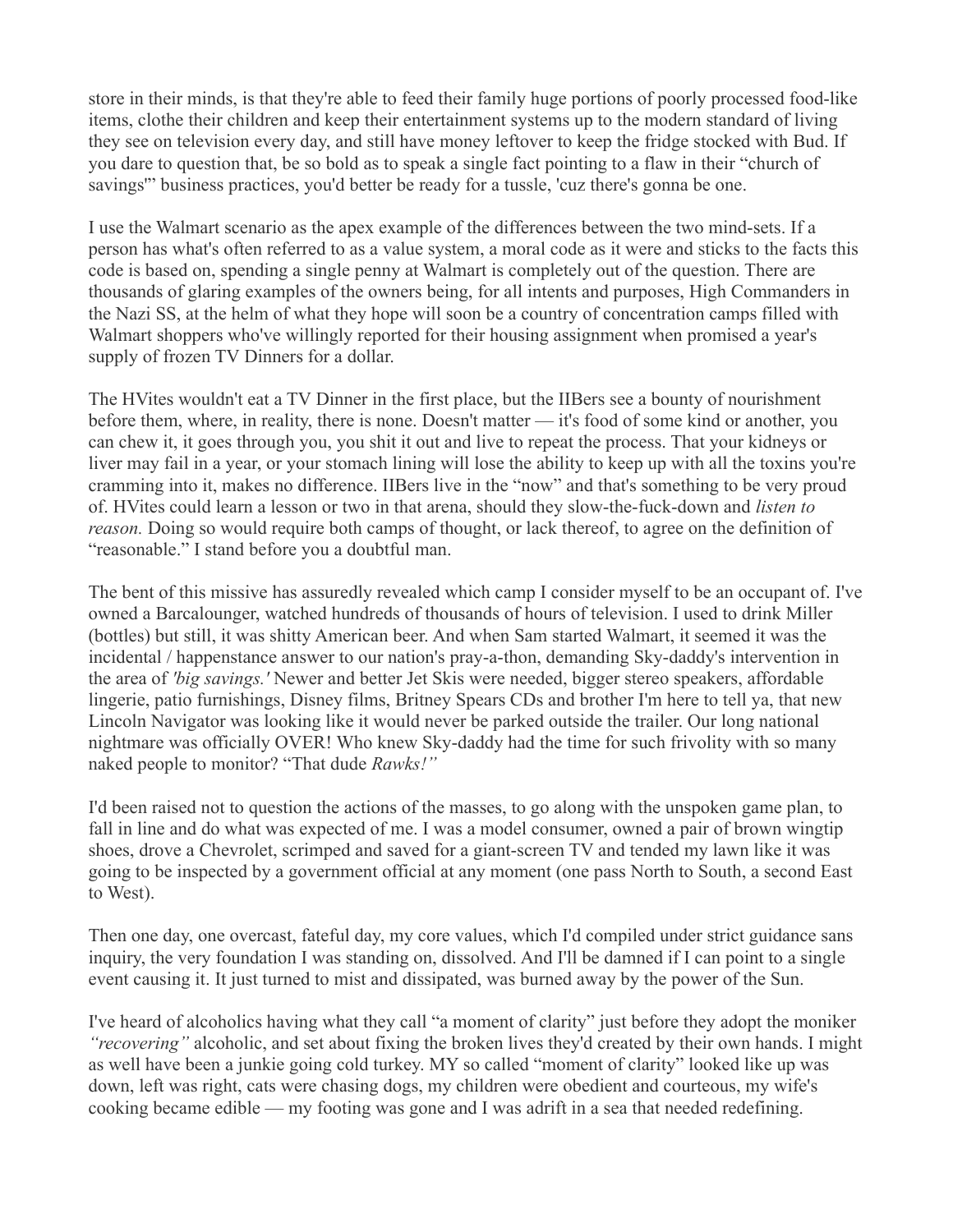store in their minds, is that they're able to feed their family huge portions of poorly processed food-like items, clothe their children and keep their entertainment systems up to the modern standard of living they see on television every day, and still have money leftover to keep the fridge stocked with Bud. If you dare to question that, be so bold as to speak a single fact pointing to a flaw in their "church of savings'" business practices, you'd better be ready for a tussle, 'cuz there's gonna be one.

I use the Walmart scenario as the apex example of the differences between the two mind-sets. If a person has what's often referred to as a value system, a moral code as it were and sticks to the facts this code is based on, spending a single penny at Walmart is completely out of the question. There are thousands of glaring examples of the owners being, for all intents and purposes, High Commanders in the Nazi SS, at the helm of what they hope will soon be a country of concentration camps filled with Walmart shoppers who've willingly reported for their housing assignment when promised a year's supply of frozen TV Dinners for a dollar.

The HVites wouldn't eat a TV Dinner in the first place, but the IIBers see a bounty of nourishment before them, where, in reality, there is none. Doesn't matter — it's food of some kind or another, you can chew it, it goes through you, you shit it out and live to repeat the process. That your kidneys or liver may fail in a year, or your stomach lining will lose the ability to keep up with all the toxins you're cramming into it, makes no difference. IIBers live in the "now" and that's something to be very proud of. HVites could learn a lesson or two in that arena, should they slow-the-fuck-down and *listen to reason.* Doing so would require both camps of thought, or lack thereof, to agree on the definition of "reasonable." I stand before you a doubtful man.

The bent of this missive has assuredly revealed which camp I consider myself to be an occupant of. I've owned a Barcalounger, watched hundreds of thousands of hours of television. I used to drink Miller (bottles) but still, it was shitty American beer. And when Sam started Walmart, it seemed it was the incidental / happenstance answer to our nation's pray-a-thon, demanding Sky-daddy's intervention in the area of *'big savings.'* Newer and better Jet Skis were needed, bigger stereo speakers, affordable lingerie, patio furnishings, Disney films, Britney Spears CDs and brother I'm here to tell ya, that new Lincoln Navigator was looking like it would never be parked outside the trailer. Our long national nightmare was officially OVER! Who knew Sky-daddy had the time for such frivolity with so many naked people to monitor? "That dude *Rawks!"*

I'd been raised not to question the actions of the masses, to go along with the unspoken game plan, to fall in line and do what was expected of me. I was a model consumer, owned a pair of brown wingtip shoes, drove a Chevrolet, scrimped and saved for a giant-screen TV and tended my lawn like it was going to be inspected by a government official at any moment (one pass North to South, a second East to West).

Then one day, one overcast, fateful day, my core values, which I'd compiled under strict guidance sans inquiry, the very foundation I was standing on, dissolved. And I'll be damned if I can point to a single event causing it. It just turned to mist and dissipated, was burned away by the power of the Sun.

I've heard of alcoholics having what they call "a moment of clarity" just before they adopt the moniker *"recovering"* alcoholic, and set about fixing the broken lives they'd created by their own hands. I might as well have been a junkie going cold turkey. MY so called "moment of clarity" looked like up was down, left was right, cats were chasing dogs, my children were obedient and courteous, my wife's cooking became edible — my footing was gone and I was adrift in a sea that needed redefining.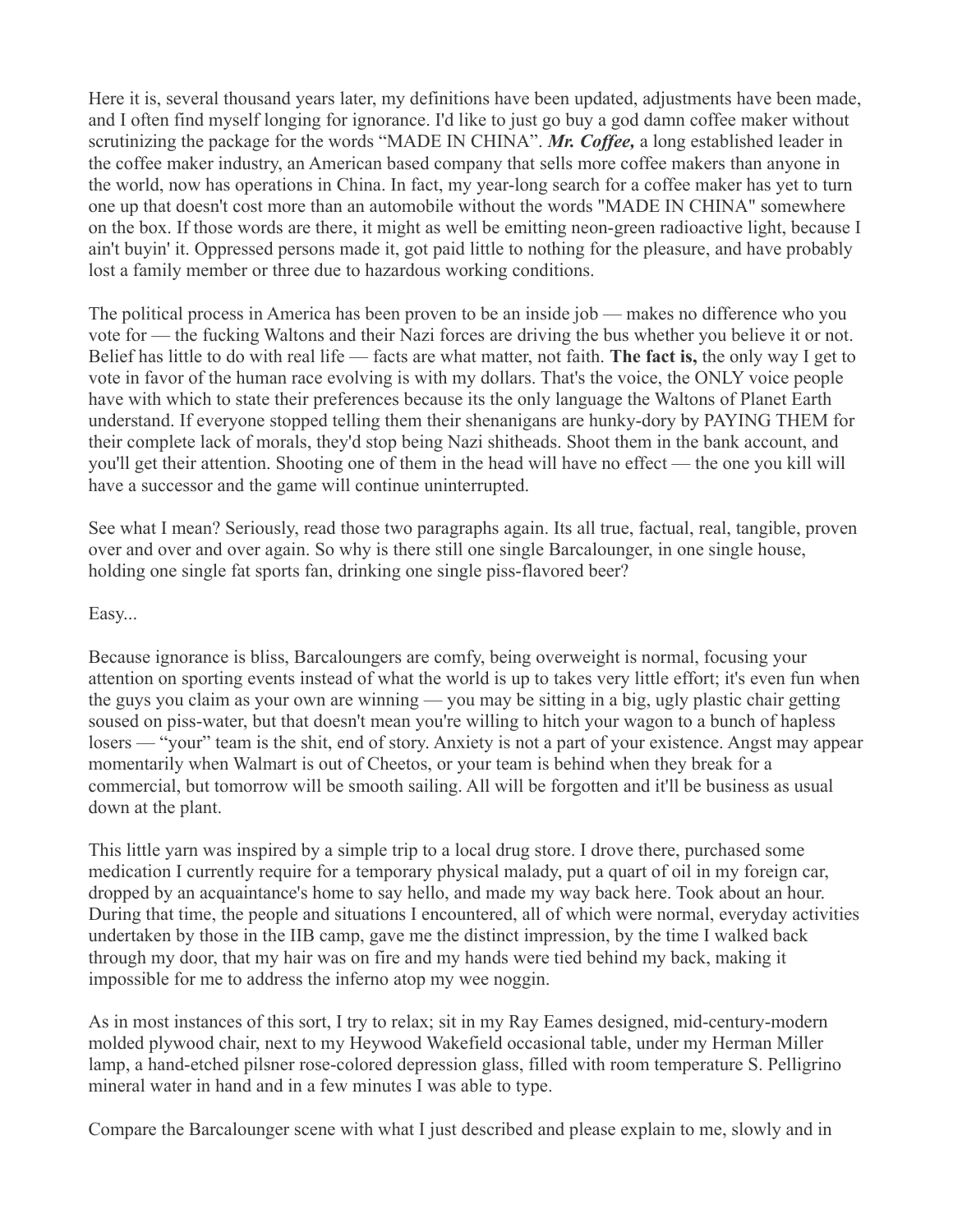Here it is, several thousand years later, my definitions have been updated, adjustments have been made, and I often find myself longing for ignorance. I'd like to just go buy a god damn coffee maker without scrutinizing the package for the words "MADE IN CHINA". ***Mr. Coffee,*** a long established leader in the coffee maker industry, an American based company that sells more coffee makers than anyone in the world, now has operations in China. In fact, my year-long search for a coffee maker has yet to turn one up that doesn't cost more than an automobile without the words "MADE IN CHINA" somewhere on the box. If those words are there, it might as well be emitting neon-green radioactive light, because I ain't buyin' it. Oppressed persons made it, got paid little to nothing for the pleasure, and have probably lost a family member or three due to hazardous working conditions.

The political process in America has been proven to be an inside job — makes no difference who you vote for — the fucking Waltons and their Nazi forces are driving the bus whether you believe it or not. Belief has little to do with real life — facts are what matter, not faith. **The fact is,** the only way I get to vote in favor of the human race evolving is with my dollars. That's the voice, the ONLY voice people have with which to state their preferences because its the only language the Waltons of Planet Earth understand. If everyone stopped telling them their shenanigans are hunky-dory by PAYING THEM for their complete lack of morals, they'd stop being Nazi shitheads. Shoot them in the bank account, and you'll get their attention. Shooting one of them in the head will have no effect — the one you kill will have a successor and the game will continue uninterrupted.

See what I mean? Seriously, read those two paragraphs again. Its all true, factual, real, tangible, proven over and over and over again. So why is there still one single Barcalounger, in one single house, holding one single fat sports fan, drinking one single piss-flavored beer?

Easy...

Because ignorance is bliss, Barcaloungers are comfy, being overweight is normal, focusing your attention on sporting events instead of what the world is up to takes very little effort; it's even fun when the guys you claim as your own are winning — you may be sitting in a big, ugly plastic chair getting soused on piss-water, but that doesn't mean you're willing to hitch your wagon to a bunch of hapless losers — "your" team is the shit, end of story. Anxiety is not a part of your existence. Angst may appear momentarily when Walmart is out of Cheetos, or your team is behind when they break for a commercial, but tomorrow will be smooth sailing. All will be forgotten and it'll be business as usual down at the plant.

This little yarn was inspired by a simple trip to a local drug store. I drove there, purchased some medication I currently require for a temporary physical malady, put a quart of oil in my foreign car, dropped by an acquaintance's home to say hello, and made my way back here. Took about an hour. During that time, the people and situations I encountered, all of which were normal, everyday activities undertaken by those in the IIB camp, gave me the distinct impression, by the time I walked back through my door, that my hair was on fire and my hands were tied behind my back, making it impossible for me to address the inferno atop my wee noggin.

As in most instances of this sort, I try to relax; sit in my Ray Eames designed, mid-century-modern molded plywood chair, next to my Heywood Wakefield occasional table, under my Herman Miller lamp, a hand-etched pilsner rose-colored depression glass, filled with room temperature S. Pelligrino mineral water in hand and in a few minutes I was able to type.

Compare the Barcalounger scene with what I just described and please explain to me, slowly and in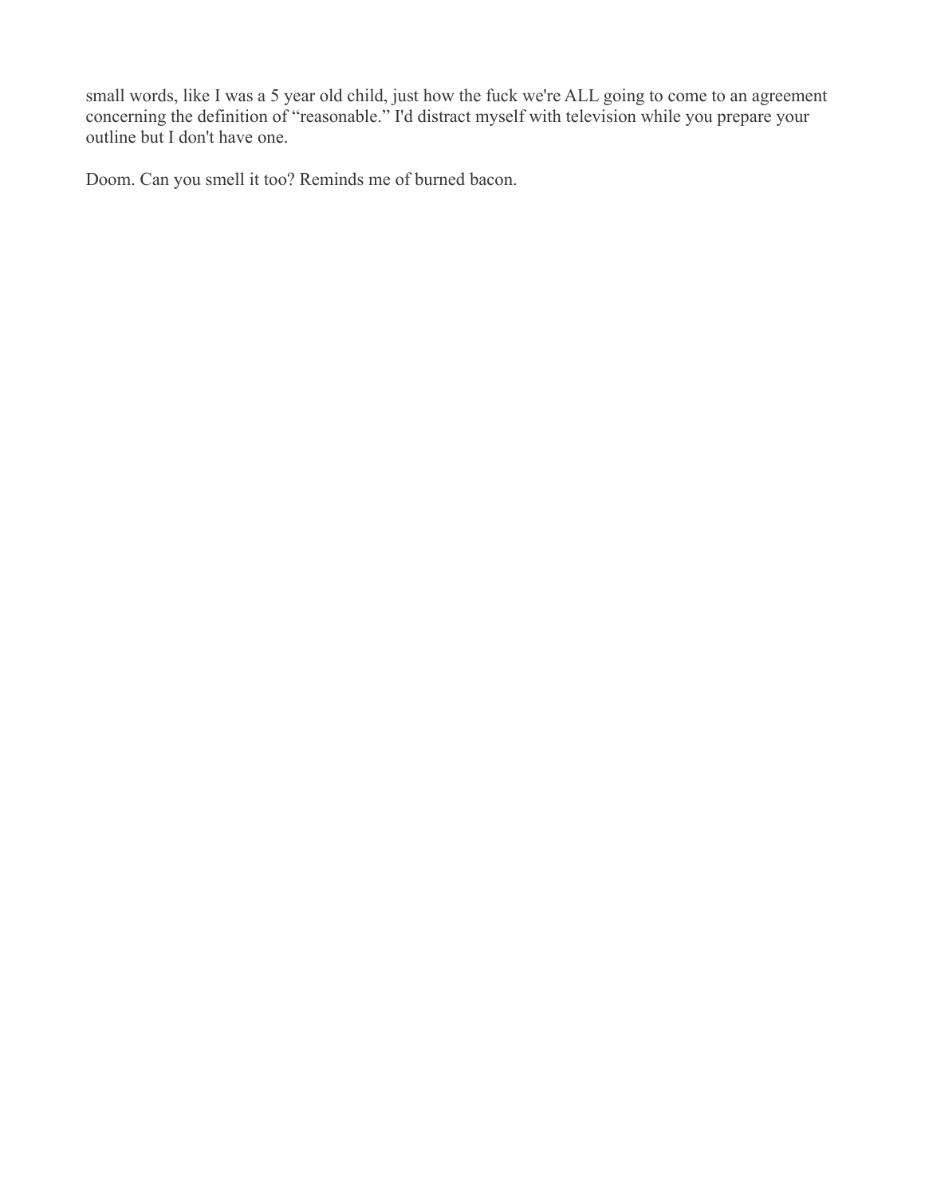small words, like I was a 5 year old child, just how the fuck we're ALL going to come to an agreement concerning the definition of “reasonable.” I'd distract myself with television while you prepare your outline but I don't have one.

Doom. Can you smell it too? Reminds me of burned bacon.